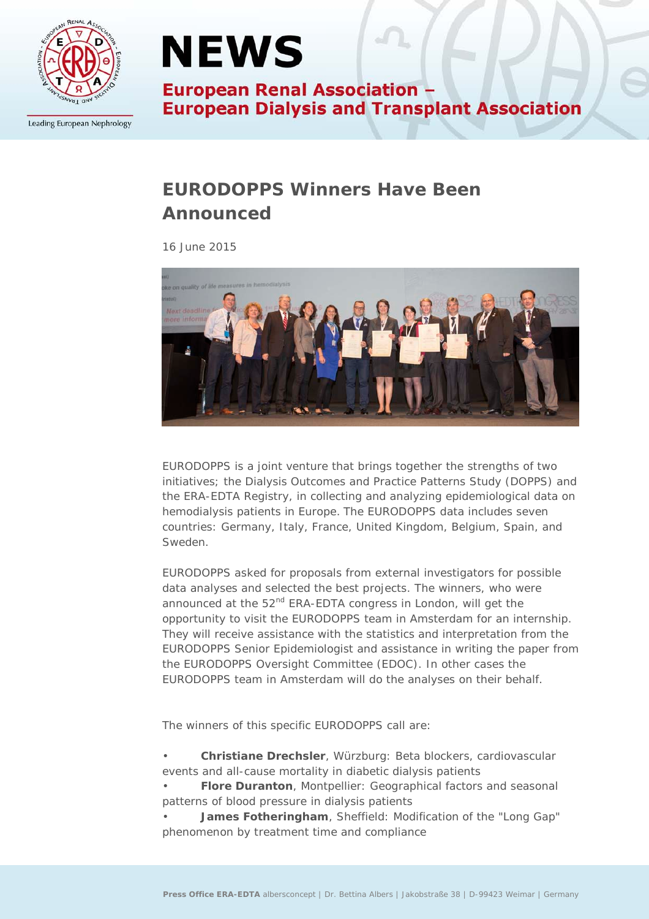# NEWS

**European Renal Association – European Dialysis and Transplant Association**

## EURODOPPS Winners Have Been Announced

16 June 2015

EURODOPPS is a joint venture that brings together the strengths of two initiatives; the Dialysis Outcomes and Practice Patterns Study (DOPPS) and the ERA-EDTA Registry, in collecting and analyzing epidemiological data on hemodialysis patients in Europe. The EURODOPPS data includes seven countries: Germany, Italy, France, United Kingdom, Belgium, Spain, and Sweden.

EURODOPPS asked for proposals from external investigators for possible data analyses and selected the best projects. The winners, who were announced at the 52nd ERA-EDTA congress in London, will get the opportunity to visit the EURODOPPS team in Amsterdam for an internship. They will receive assistance with the statistics and interpretation from the EURODOPPS Senior Epidemiologist and assistance in writing the paper from the EURODOPPS Oversight Committee (EDOC). In other cases the EURODOPPS team in Amsterdam will do the analyses on their behalf.

The winners of this specific EURODOPPS call are:

- **Christiane Drechsler**, Würzburg: Beta blockers, cardiovascular events and all-cause mortality in diabetic dialysis patients
- **Flore Duranton**, Montpellier: Geographical factors and seasonal patterns of blood pressure in dialysis patients
- **James Fotheringham**, Sheffield: Modification of the "Long Gap" phenomenon by treatment time and compliance

**Press Office ERA-EDTA** albersconcept | Dr. Bettina Albers | Jakobstraße 38 | D-99423 Weimar | Germany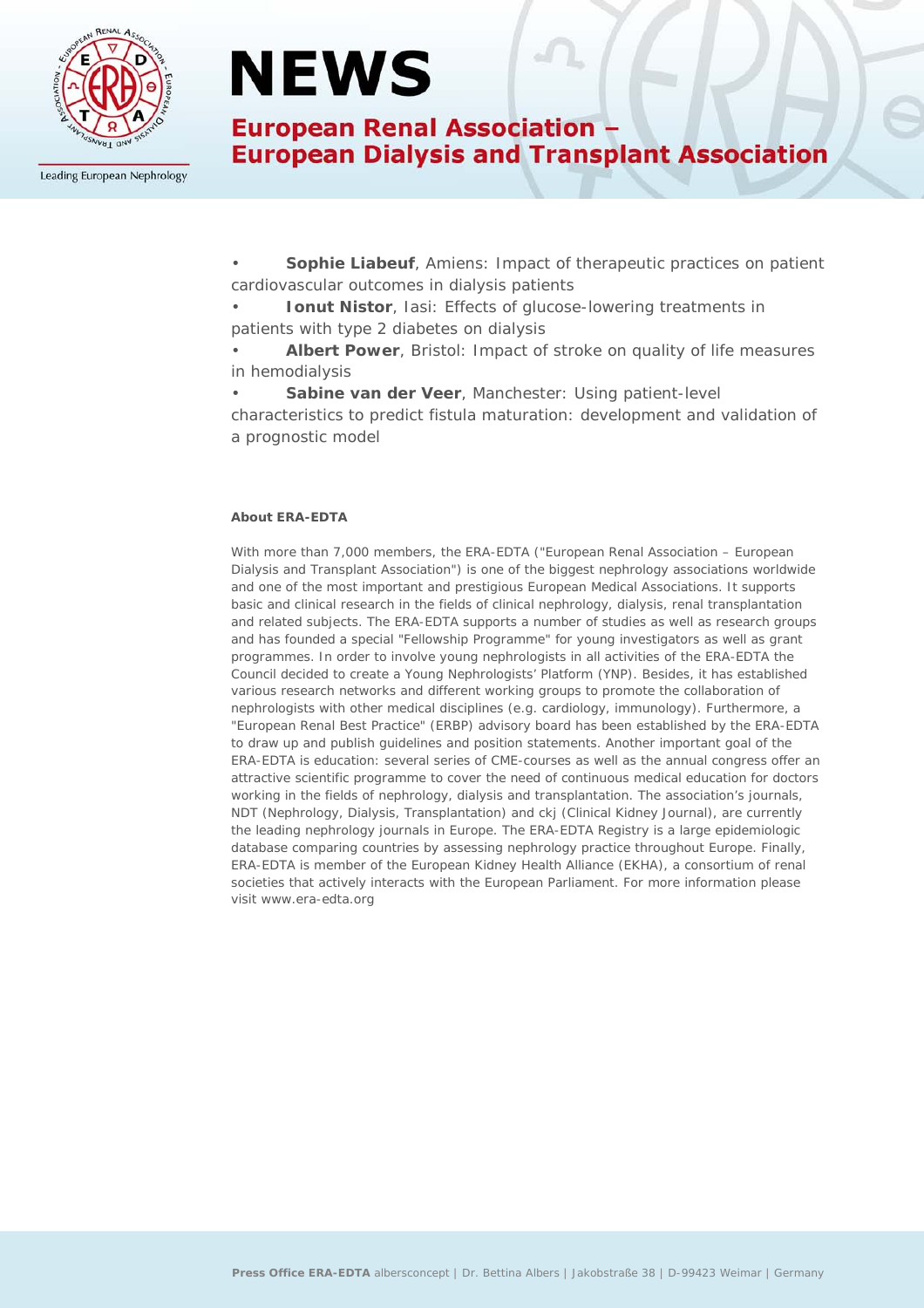- **Sophie Liabeuf**, Amiens: Impact of therapeutic practices on patient cardiovascular outcomes in dialysis patients
- **Ionut Nistor**, Iasi: Effects of glucose-lowering treatments in patients with type 2 diabetes on dialysis
- **Albert Power**, Bristol: Impact of stroke on quality of life measures in hemodialysis
- **Sabine van der Veer**, Manchester: Using patient-level characteristics to predict fistula maturation: development and validation of a prognostic model

**About ERA-EDTA**

With more than 7,000 members, the ERA-EDTA ("European Renal Association – European Dialysis and Transplant Association") is one of the biggest nephrology associations worldwide and one of the most important and prestigious European Medical Associations. It supports basic and clinical research in the fields of clinical nephrology, dialysis, renal transplantation and related subjects. The ERA-EDTA supports a number of studies as well as research groups and has founded a special "Fellowship Programme" for young investigators as well as grant programmes. In order to involve young nephrologists in all activities of the ERA-EDTA the Council decided to create a Young Nephrologists' Platform (YNP). Besides, it has established various research networks and different working groups to promote the collaboration of nephrologists with other medical disciplines (e.g. cardiology, immunology). Furthermore, a "European Renal Best Practice" (ERBP) advisory board has been established by the ERA-EDTA to draw up and publish guidelines and position statements. Another important goal of the ERA-EDTA is education: several series of CME-courses as well as the annual congress offer an attractive scientific programme to cover the need of continuous medical education for doctors working in the fields of nephrology, dialysis and transplantation. The association's journals, NDT (Nephrology, Dialysis, Transplantation) and ckj (Clinical Kidney Journal), are currently the leading nephrology journals in Europe. The ERA-EDTA Registry is a large epidemiologic database comparing countries by assessing nephrology practice throughout Europe. Finally, ERA-EDTA is member of the European Kidney Health Alliance (EKHA), a consortium of renal societies that actively interacts with the European Parliament. For more information please visit www.era-edta.org